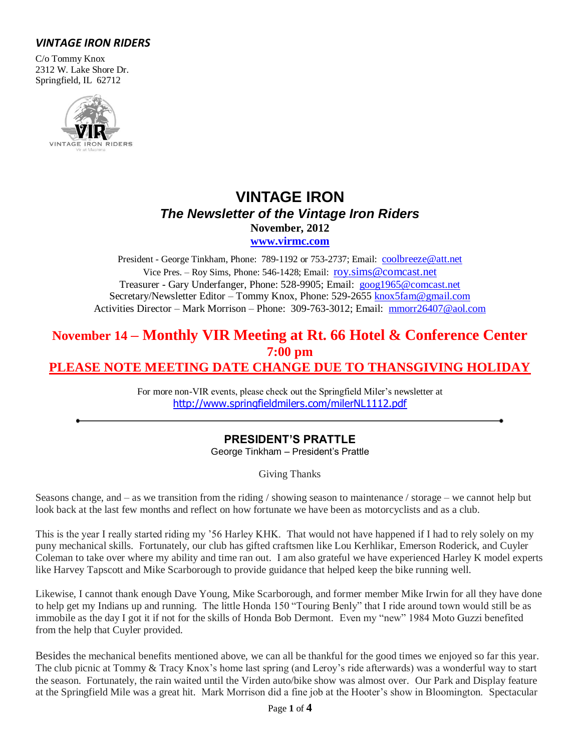***VINTAGE IRON RIDERS***

C/o Tommy Knox
2312 W. Lake Shore Dr.
Springfield, IL 62712

# VINTAGE IRON

## *The Newsletter of the Vintage Iron Riders*

**November, 2012**

**www.virmc.com**

President - George Tinkham, Phone: 789-1192 or 753-2737; Email: coolbreeze@att.net
Vice Pres. – Roy Sims, Phone: 546-1428; Email: roy.sims@comcast.net
Treasurer - Gary Underfanger, Phone: 528-9905; Email: goog1965@comcast.net
Secretary/Newsletter Editor – Tommy Knox, Phone: 529-2655 knox5fam@gmail.com
Activities Director – Mark Morrison – Phone: 309-763-3012; Email: mmorr26407@aol.com

## November 14 – Monthly VIR Meeting at Rt. 66 Hotel & Conference Center 7:00 pm

## PLEASE NOTE MEETING DATE CHANGE DUE TO THANSGIVING HOLIDAY

For more non-VIR events, please check out the Springfield Miler's newsletter at
http://www.springfieldmilers.com/milerNL1112.pdf

---

### PRESIDENT'S PRATTLE

George Tinkham – President's Prattle

Giving Thanks

Seasons change, and – as we transition from the riding / showing season to maintenance / storage – we cannot help but look back at the last few months and reflect on how fortunate we have been as motorcyclists and as a club.

This is the year I really started riding my '56 Harley KHK. That would not have happened if I had to rely solely on my puny mechanical skills. Fortunately, our club has gifted craftsmen like Lou Kerhlikar, Emerson Roderick, and Cuyler Coleman to take over where my ability and time ran out. I am also grateful we have experienced Harley K model experts like Harvey Tapscott and Mike Scarborough to provide guidance that helped keep the bike running well.

Likewise, I cannot thank enough Dave Young, Mike Scarborough, and former member Mike Irwin for all they have done to help get my Indians up and running. The little Honda 150 "Touring Benly" that I ride around town would still be as immobile as the day I got it if not for the skills of Honda Bob Dermont. Even my "new" 1984 Moto Guzzi benefited from the help that Cuyler provided.

Besides the mechanical benefits mentioned above, we can all be thankful for the good times we enjoyed so far this year. The club picnic at Tommy & Tracy Knox's home last spring (and Leroy's ride afterwards) was a wonderful way to start the season. Fortunately, the rain waited until the Virden auto/bike show was almost over. Our Park and Display feature at the Springfield Mile was a great hit. Mark Morrison did a fine job at the Hooter's show in Bloomington. Spectacular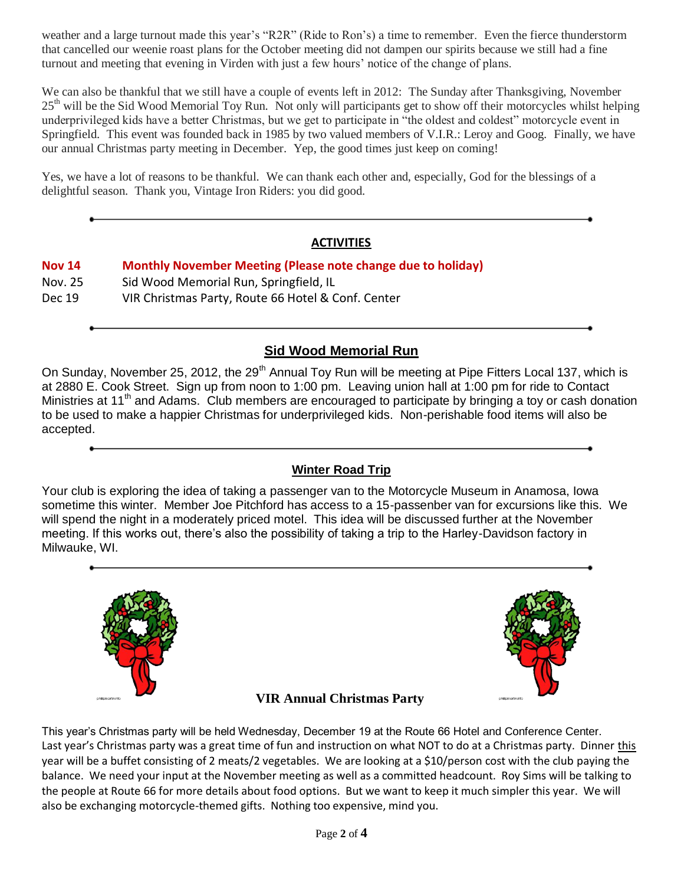weather and a large turnout made this year's "R2R" (Ride to Ron's) a time to remember. Even the fierce thunderstorm that cancelled our weenie roast plans for the October meeting did not dampen our spirits because we still had a fine turnout and meeting that evening in Virden with just a few hours' notice of the change of plans.

We can also be thankful that we still have a couple of events left in 2012: The Sunday after Thanksgiving, November 25th will be the Sid Wood Memorial Toy Run. Not only will participants get to show off their motorcycles whilst helping underprivileged kids have a better Christmas, but we get to participate in "the oldest and coldest" motorcycle event in Springfield. This event was founded back in 1985 by two valued members of V.I.R.: Leroy and Goog. Finally, we have our annual Christmas party meeting in December. Yep, the good times just keep on coming!

Yes, we have a lot of reasons to be thankful. We can thank each other and, especially, God for the blessings of a delightful season. Thank you, Vintage Iron Riders: you did good.

---

## ACTIVITIES

| | |
|---|---|
| **Nov 14** | **Monthly November Meeting (Please note change due to holiday)** |
| Nov. 25 | Sid Wood Memorial Run, Springfield, IL |
| Dec 19 | VIR Christmas Party, Route 66 Hotel & Conf. Center |

---

## Sid Wood Memorial Run

On Sunday, November 25, 2012, the 29th Annual Toy Run will be meeting at Pipe Fitters Local 137, which is at 2880 E. Cook Street. Sign up from noon to 1:00 pm. Leaving union hall at 1:00 pm for ride to Contact Ministries at 11th and Adams. Club members are encouraged to participate by bringing a toy or cash donation to be used to make a happier Christmas for underprivileged kids. Non-perishable food items will also be accepted.

---

## Winter Road Trip

Your club is exploring the idea of taking a passenger van to the Motorcycle Museum in Anamosa, Iowa sometime this winter. Member Joe Pitchford has access to a 15-passenber van for excursions like this. We will spend the night in a moderately priced motel. This idea will be discussed further at the November meeting. If this works out, there's also the possibility of taking a trip to the Harley-Davidson factory in Milwauke, WI.

---

## VIR Annual Christmas Party

This year's Christmas party will be held Wednesday, December 19 at the Route 66 Hotel and Conference Center. Last year's Christmas party was a great time of fun and instruction on what NOT to do at a Christmas party. Dinner this year will be a buffet consisting of 2 meats/2 vegetables. We are looking at a $10/person cost with the club paying the balance. We need your input at the November meeting as well as a committed headcount. Roy Sims will be talking to the people at Route 66 for more details about food options. But we want to keep it much simpler this year. We will also be exchanging motorcycle-themed gifts. Nothing too expensive, mind you.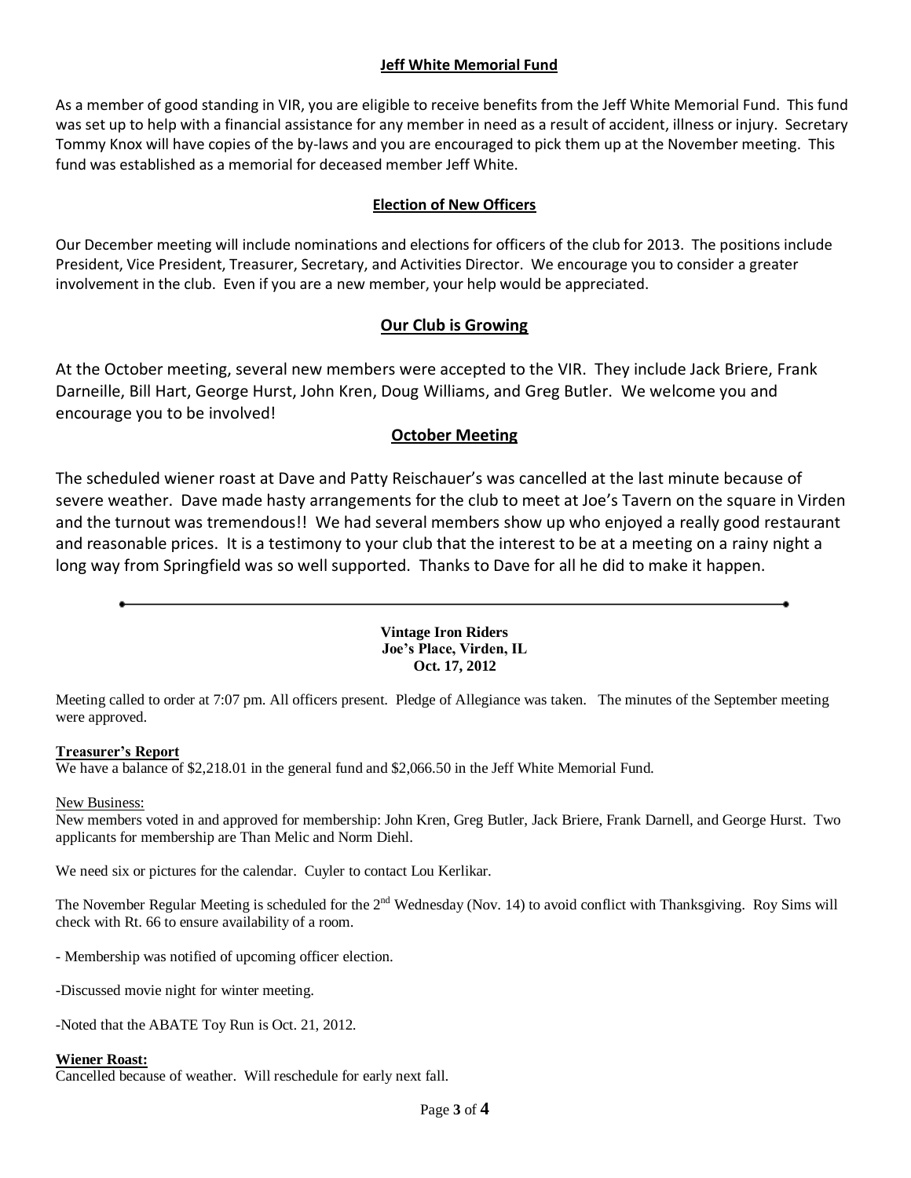## Jeff White Memorial Fund

As a member of good standing in VIR, you are eligible to receive benefits from the Jeff White Memorial Fund. This fund was set up to help with a financial assistance for any member in need as a result of accident, illness or injury. Secretary Tommy Knox will have copies of the by-laws and you are encouraged to pick them up at the November meeting. This fund was established as a memorial for deceased member Jeff White.

## Election of New Officers

Our December meeting will include nominations and elections for officers of the club for 2013. The positions include President, Vice President, Treasurer, Secretary, and Activities Director. We encourage you to consider a greater involvement in the club. Even if you are a new member, your help would be appreciated.

## Our Club is Growing

At the October meeting, several new members were accepted to the VIR. They include Jack Briere, Frank Darneille, Bill Hart, George Hurst, John Kren, Doug Williams, and Greg Butler. We welcome you and encourage you to be involved!

## October Meeting

The scheduled wiener roast at Dave and Patty Reischauer's was cancelled at the last minute because of severe weather. Dave made hasty arrangements for the club to meet at Joe's Tavern on the square in Virden and the turnout was tremendous!! We had several members show up who enjoyed a really good restaurant and reasonable prices. It is a testimony to your club that the interest to be at a meeting on a rainy night a long way from Springfield was so well supported. Thanks to Dave for all he did to make it happen.

---

**Vintage Iron Riders**
**Joe's Place, Virden, IL**
**Oct. 17, 2012**

Meeting called to order at 7:07 pm. All officers present. Pledge of Allegiance was taken. The minutes of the September meeting were approved.

**Treasurer's Report**

We have a balance of $2,218.01 in the general fund and $2,066.50 in the Jeff White Memorial Fund.

New Business:

New members voted in and approved for membership: John Kren, Greg Butler, Jack Briere, Frank Darnell, and George Hurst. Two applicants for membership are Than Melic and Norm Diehl.

We need six or pictures for the calendar. Cuyler to contact Lou Kerlikar.

The November Regular Meeting is scheduled for the 2nd Wednesday (Nov. 14) to avoid conflict with Thanksgiving. Roy Sims will check with Rt. 66 to ensure availability of a room.

- Membership was notified of upcoming officer election.

-Discussed movie night for winter meeting.

-Noted that the ABATE Toy Run is Oct. 21, 2012.

**Wiener Roast:**

Cancelled because of weather. Will reschedule for early next fall.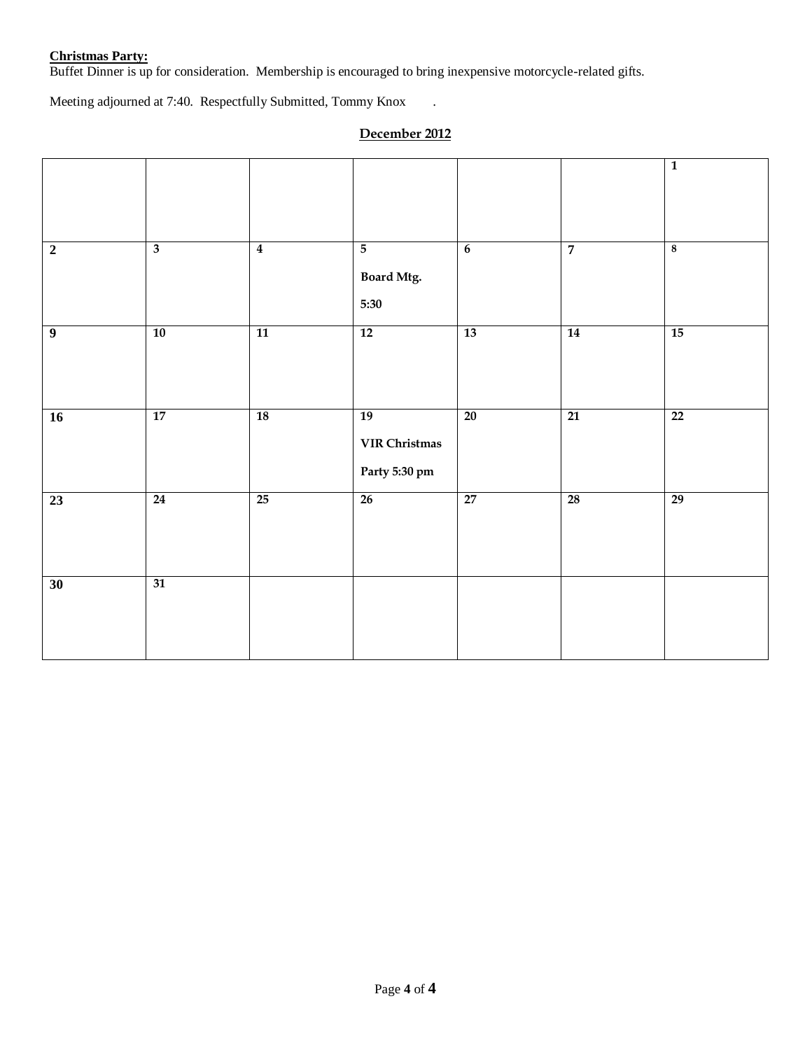**Christmas Party:**
Buffet Dinner is up for consideration. Membership is encouraged to bring inexpensive motorcycle-related gifts.

Meeting adjourned at 7:40. Respectfully Submitted, Tommy Knox .

## December 2012

| | | | | | | |
|---|---|---|---|---|---|---|
| | | | | | | **1** |
| **2** | **3** | **4** | **5** Board Mtg. 5:30 | **6** | **7** | **8** |
| **9** | **10** | **11** | **12** | **13** | **14** | **15** |
| **16** | **17** | **18** | **19** VIR Christmas Party 5:30 pm | **20** | **21** | **22** |
| **23** | **24** | **25** | **26** | **27** | **28** | **29** |
| **30** | **31** | | | | | |